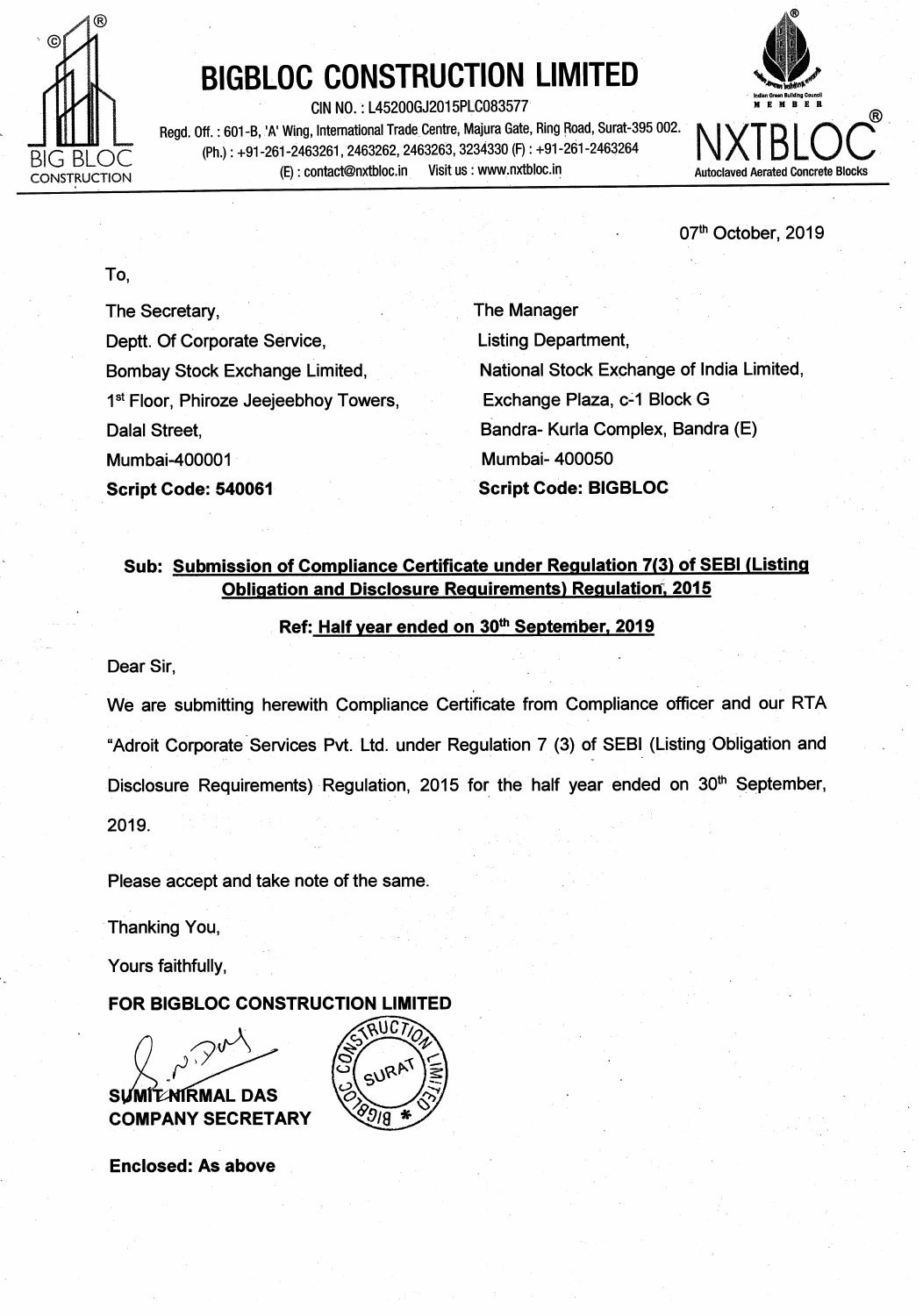# BIGBLOC CONSTRUCTION LIMITED

CIN NO. : L45200GJ2015PLC083577

Regd. Off. : 601-B, 'A' Wing, International Trade Centre, Majura Gate, Ring Road, Surat-395 002.
(Ph.) : +91-261-2463261, 2463262, 2463263, 3234330 (F) : +91-261-2463264
(E) : contact@nxtbloc.in Visit us : www.nxtbloc.in

NXTBLOC® Autoclaved Aerated Concrete Blocks

07th October, 2019

To,

The Secretary,
Deptt. Of Corporate Service,
Bombay Stock Exchange Limited,
1st Floor, Phiroze Jeejeebhoy Towers,
Dalal Street,
Mumbai-400001
**Script Code: 540061**

The Manager
Listing Department,
National Stock Exchange of India Limited,
Exchange Plaza, c-1 Block G
Bandra- Kurla Complex, Bandra (E)
Mumbai- 400050
**Script Code: BIGBLOC**

**Sub: Submission of Compliance Certificate under Regulation 7(3) of SEBI (Listing Obligation and Disclosure Requirements) Regulation, 2015**

**Ref: Half year ended on 30th September, 2019**

Dear Sir,

We are submitting herewith Compliance Certificate from Compliance officer and our RTA "Adroit Corporate Services Pvt. Ltd. under Regulation 7 (3) of SEBI (Listing Obligation and Disclosure Requirements) Regulation, 2015 for the half year ended on 30th September, 2019.

Please accept and take note of the same.

Thanking You,

Yours faithfully,

**FOR BIGBLOC CONSTRUCTION LIMITED**

**SUMIT NIRMAL DAS**
**COMPANY SECRETARY**

**Enclosed: As above**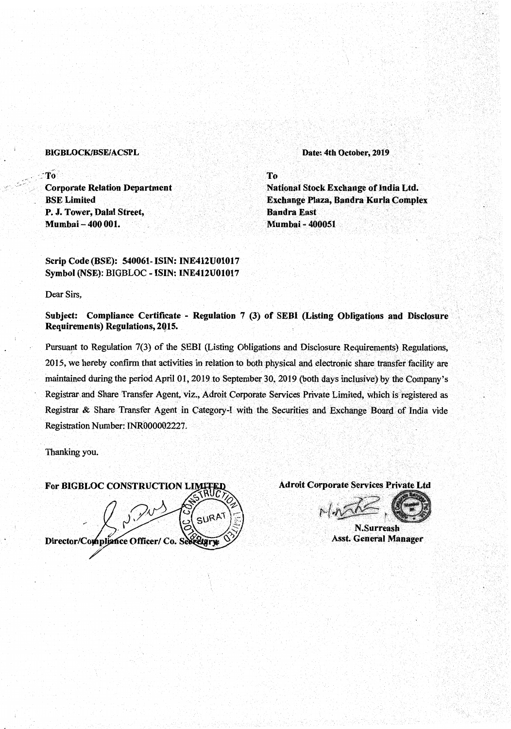**BIGBLOCK/BSE/ACSPL**

**Date: 4th October, 2019**

**To**
**Corporate Relation Department**
**BSE Limited**
**P. J. Tower, Dalal Street,**
**Mumbai – 400 001.**

**To**
**National Stock Exchange of India Ltd.**
**Exchange Plaza, Bandra Kurla Complex**
**Bandra East**
**Mumbai - 400051**

**Scrip Code (BSE): 540061- ISIN: INE412U01017**
**Symbol (NSE):** BIGBLOC - **ISIN: INE412U01017**

Dear Sirs,

**Subject: Compliance Certificate - Regulation 7 (3) of SEBI (Listing Obligations and Disclosure Requirements) Regulations, 2015.**

Pursuant to Regulation 7(3) of the SEBI (Listing Obligations and Disclosure Requirements) Regulations, 2015, we hereby confirm that activities in relation to both physical and electronic share transfer facility are maintained during the period April 01, 2019 to September 30, 2019 (both days inclusive) by the Company's Registrar and Share Transfer Agent, viz., Adroit Corporate Services Private Limited, which is registered as Registrar & Share Transfer Agent in Category-I with the Securities and Exchange Board of India vide Registration Number: INR000002227.

Thanking you.

**For BIGBLOC CONSTRUCTION LIMITED**

Director/Compliance Officer/ Co. Secretary

**Adroit Corporate Services Private Ltd**

**N.Surreash**
**Asst. General Manager**